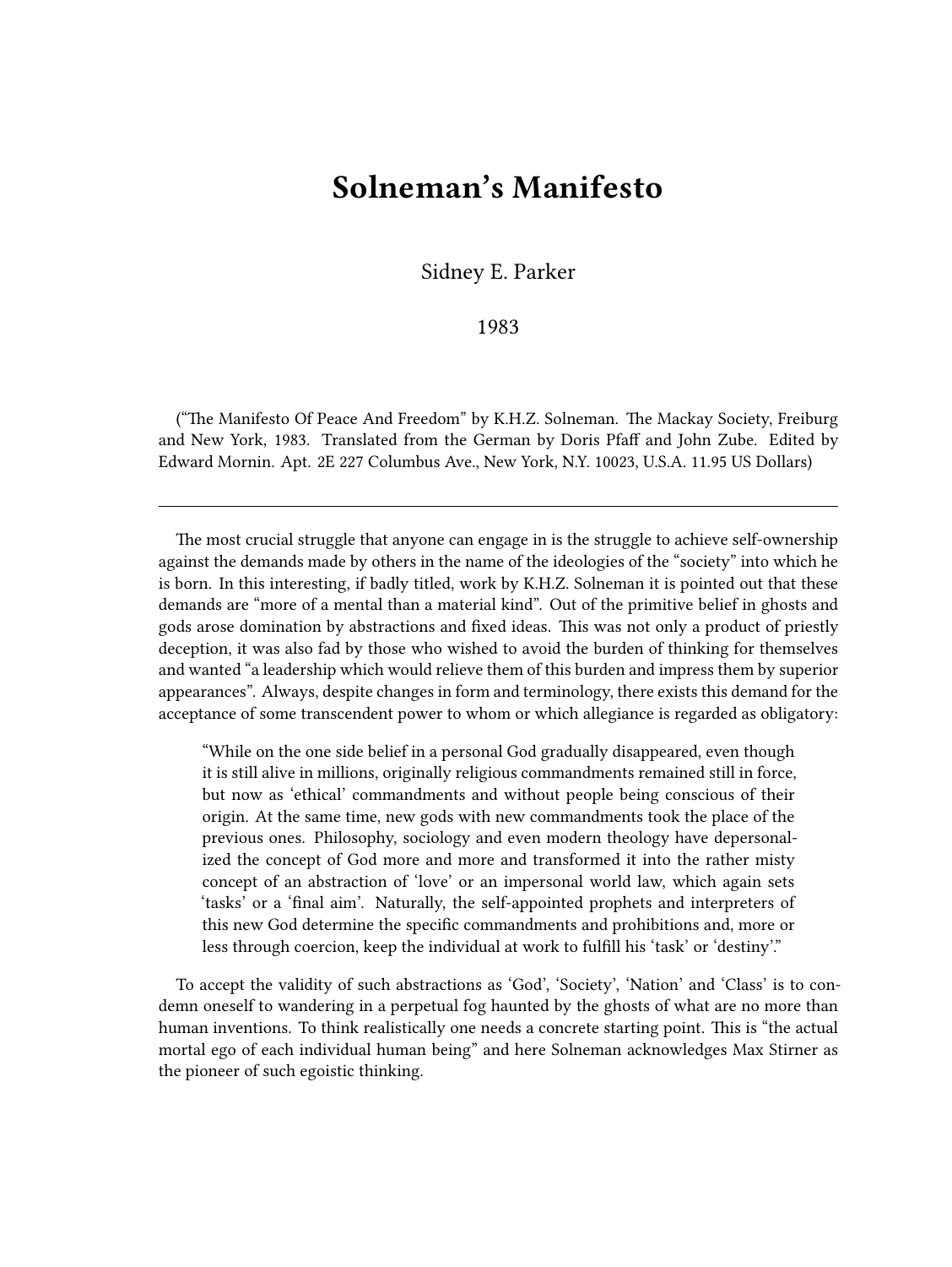# Solneman's Manifesto

Sidney E. Parker

1983

("The Manifesto Of Peace And Freedom" by K.H.Z. Solneman. The Mackay Society, Freiburg and New York, 1983. Translated from the German by Doris Pfaff and John Zube. Edited by Edward Mornin. Apt. 2E 227 Columbus Ave., New York, N.Y. 10023, U.S.A. 11.95 US Dollars)

---

The most crucial struggle that anyone can engage in is the struggle to achieve self-ownership against the demands made by others in the name of the ideologies of the "society" into which he is born. In this interesting, if badly titled, work by K.H.Z. Solneman it is pointed out that these demands are "more of a mental than a material kind". Out of the primitive belief in ghosts and gods arose domination by abstractions and fixed ideas. This was not only a product of priestly deception, it was also fad by those who wished to avoid the burden of thinking for themselves and wanted "a leadership which would relieve them of this burden and impress them by superior appearances". Always, despite changes in form and terminology, there exists this demand for the acceptance of some transcendent power to whom or which allegiance is regarded as obligatory:

> "While on the one side belief in a personal God gradually disappeared, even though it is still alive in millions, originally religious commandments remained still in force, but now as 'ethical' commandments and without people being conscious of their origin. At the same time, new gods with new commandments took the place of the previous ones. Philosophy, sociology and even modern theology have depersonalized the concept of God more and more and transformed it into the rather misty concept of an abstraction of 'love' or an impersonal world law, which again sets 'tasks' or a 'final aim'. Naturally, the self-appointed prophets and interpreters of this new God determine the specific commandments and prohibitions and, more or less through coercion, keep the individual at work to fulfill his 'task' or 'destiny'."

To accept the validity of such abstractions as 'God', 'Society', 'Nation' and 'Class' is to condemn oneself to wandering in a perpetual fog haunted by the ghosts of what are no more than human inventions. To think realistically one needs a concrete starting point. This is "the actual mortal ego of each individual human being" and here Solneman acknowledges Max Stirner as the pioneer of such egoistic thinking.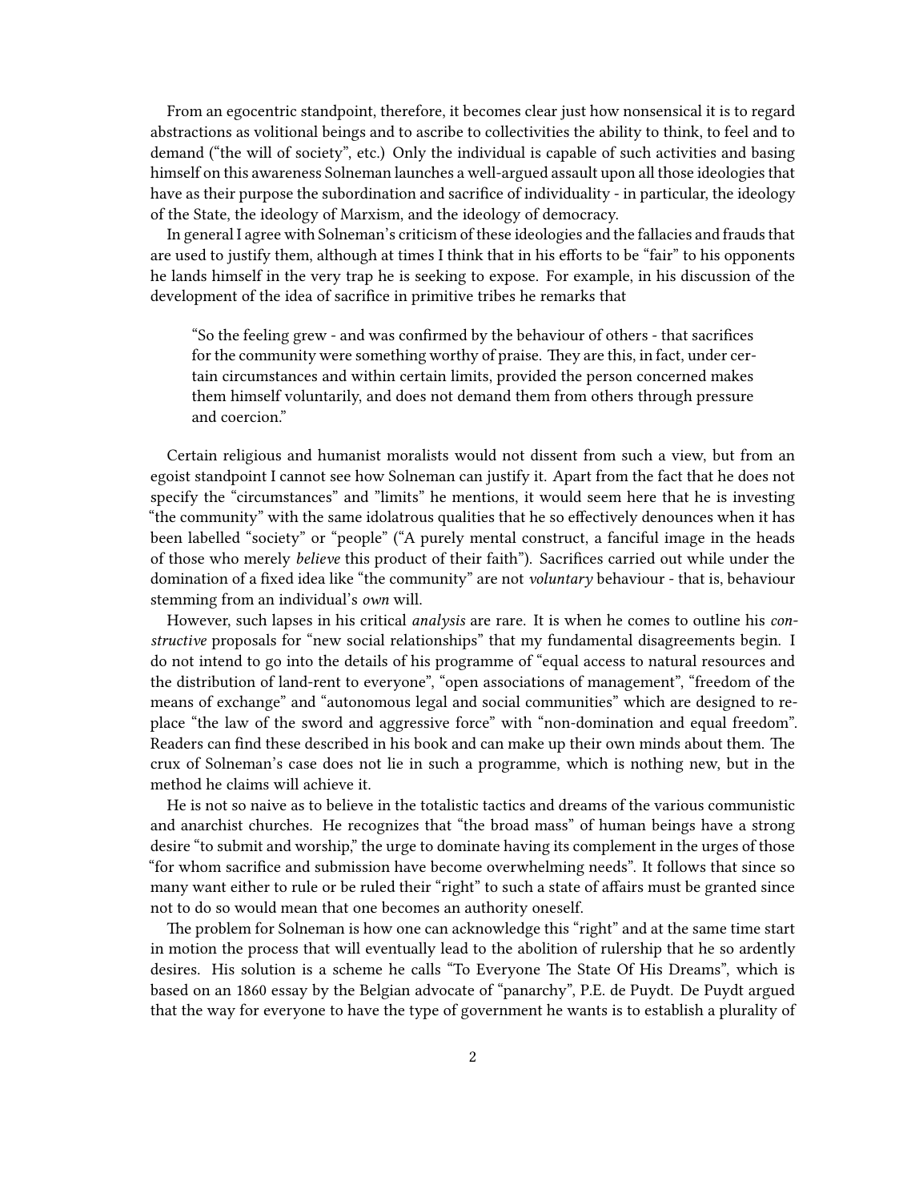From an egocentric standpoint, therefore, it becomes clear just how nonsensical it is to regard abstractions as volitional beings and to ascribe to collectivities the ability to think, to feel and to demand ("the will of society", etc.) Only the individual is capable of such activities and basing himself on this awareness Solneman launches a well-argued assault upon all those ideologies that have as their purpose the subordination and sacrifice of individuality - in particular, the ideology of the State, the ideology of Marxism, and the ideology of democracy.

In general I agree with Solneman's criticism of these ideologies and the fallacies and frauds that are used to justify them, although at times I think that in his efforts to be "fair" to his opponents he lands himself in the very trap he is seeking to expose. For example, in his discussion of the development of the idea of sacrifice in primitive tribes he remarks that

> "So the feeling grew - and was confirmed by the behaviour of others - that sacrifices for the community were something worthy of praise. They are this, in fact, under certain circumstances and within certain limits, provided the person concerned makes them himself voluntarily, and does not demand them from others through pressure and coercion."

Certain religious and humanist moralists would not dissent from such a view, but from an egoist standpoint I cannot see how Solneman can justify it. Apart from the fact that he does not specify the "circumstances" and "limits" he mentions, it would seem here that he is investing "the community" with the same idolatrous qualities that he so effectively denounces when it has been labelled "society" or "people" ("A purely mental construct, a fanciful image in the heads of those who merely *believe* this product of their faith"). Sacrifices carried out while under the domination of a fixed idea like "the community" are not *voluntary* behaviour - that is, behaviour stemming from an individual's *own* will.

However, such lapses in his critical *analysis* are rare. It is when he comes to outline his *constructive* proposals for "new social relationships" that my fundamental disagreements begin. I do not intend to go into the details of his programme of "equal access to natural resources and the distribution of land-rent to everyone", "open associations of management", "freedom of the means of exchange" and "autonomous legal and social communities" which are designed to replace "the law of the sword and aggressive force" with "non-domination and equal freedom". Readers can find these described in his book and can make up their own minds about them. The crux of Solneman's case does not lie in such a programme, which is nothing new, but in the method he claims will achieve it.

He is not so naive as to believe in the totalistic tactics and dreams of the various communistic and anarchist churches. He recognizes that "the broad mass" of human beings have a strong desire "to submit and worship," the urge to dominate having its complement in the urges of those "for whom sacrifice and submission have become overwhelming needs". It follows that since so many want either to rule or be ruled their "right" to such a state of affairs must be granted since not to do so would mean that one becomes an authority oneself.

The problem for Solneman is how one can acknowledge this "right" and at the same time start in motion the process that will eventually lead to the abolition of rulership that he so ardently desires. His solution is a scheme he calls "To Everyone The State Of His Dreams", which is based on an 1860 essay by the Belgian advocate of "panarchy", P.E. de Puydt. De Puydt argued that the way for everyone to have the type of government he wants is to establish a plurality of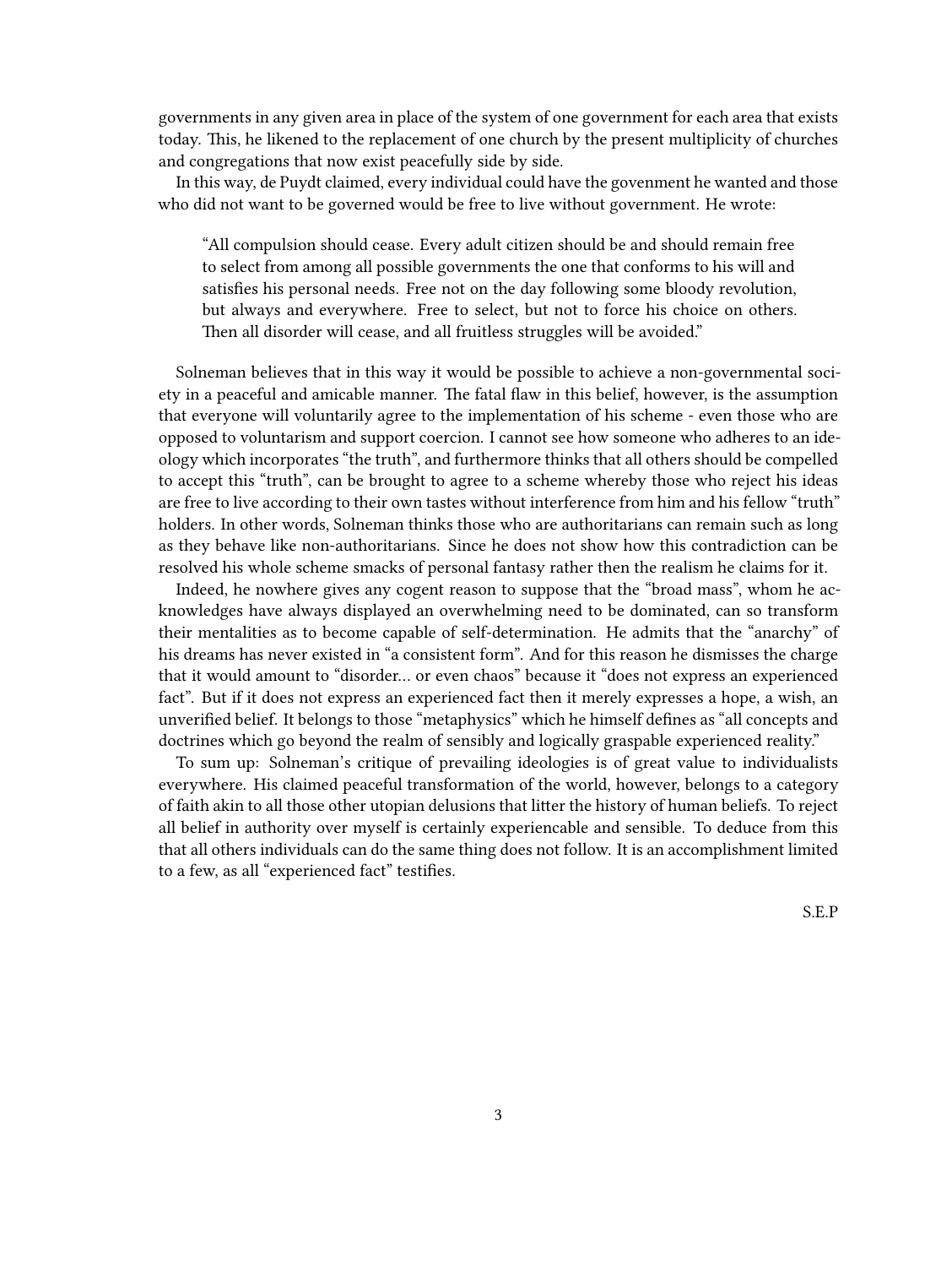governments in any given area in place of the system of one government for each area that exists today. This, he likened to the replacement of one church by the present multiplicity of churches and congregations that now exist peacefully side by side.

In this way, de Puydt claimed, every individual could have the govenment he wanted and those who did not want to be governed would be free to live without government. He wrote:

> "All compulsion should cease. Every adult citizen should be and should remain free to select from among all possible governments the one that conforms to his will and satisfies his personal needs. Free not on the day following some bloody revolution, but always and everywhere. Free to select, but not to force his choice on others. Then all disorder will cease, and all fruitless struggles will be avoided."

Solneman believes that in this way it would be possible to achieve a non-governmental society in a peaceful and amicable manner. The fatal flaw in this belief, however, is the assumption that everyone will voluntarily agree to the implementation of his scheme - even those who are opposed to voluntarism and support coercion. I cannot see how someone who adheres to an ideology which incorporates "the truth", and furthermore thinks that all others should be compelled to accept this "truth", can be brought to agree to a scheme whereby those who reject his ideas are free to live according to their own tastes without interference from him and his fellow "truth" holders. In other words, Solneman thinks those who are authoritarians can remain such as long as they behave like non-authoritarians. Since he does not show how this contradiction can be resolved his whole scheme smacks of personal fantasy rather then the realism he claims for it.

Indeed, he nowhere gives any cogent reason to suppose that the "broad mass", whom he acknowledges have always displayed an overwhelming need to be dominated, can so transform their mentalities as to become capable of self-determination. He admits that the "anarchy" of his dreams has never existed in "a consistent form". And for this reason he dismisses the charge that it would amount to "disorder… or even chaos" because it "does not express an experienced fact". But if it does not express an experienced fact then it merely expresses a hope, a wish, an unverified belief. It belongs to those "metaphysics" which he himself defines as "all concepts and doctrines which go beyond the realm of sensibly and logically graspable experienced reality."

To sum up: Solneman's critique of prevailing ideologies is of great value to individualists everywhere. His claimed peaceful transformation of the world, however, belongs to a category of faith akin to all those other utopian delusions that litter the history of human beliefs. To reject all belief in authority over myself is certainly experiencable and sensible. To deduce from this that all others individuals can do the same thing does not follow. It is an accomplishment limited to a few, as all "experienced fact" testifies.

S.E.P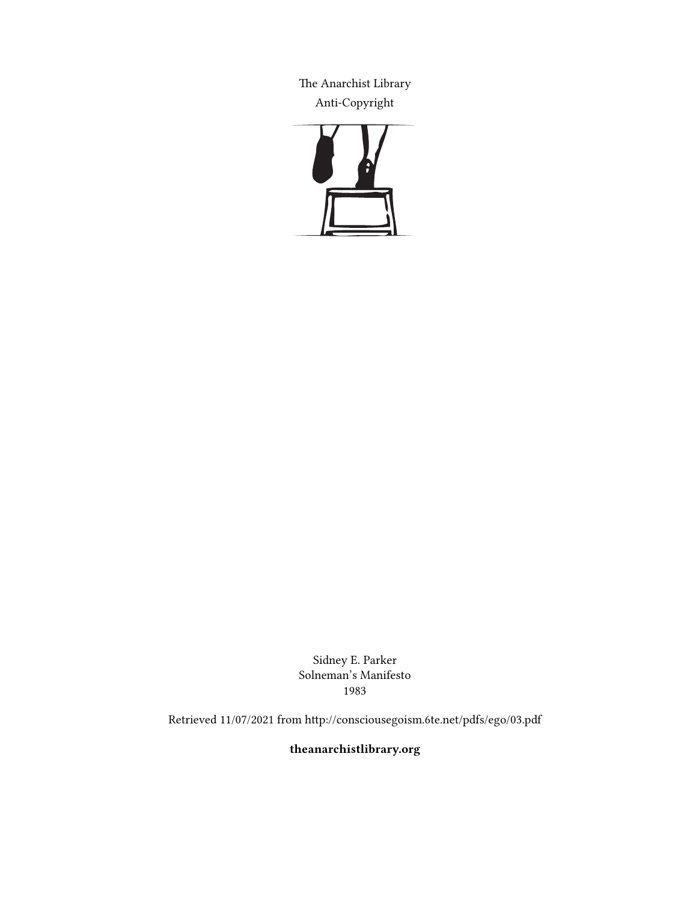The Anarchist Library
Anti-Copyright

Sidney E. Parker
Solneman's Manifesto
1983

Retrieved 11/07/2021 from http://consciousegoism.6te.net/pdfs/ego/03.pdf

**theanarchistlibrary.org**